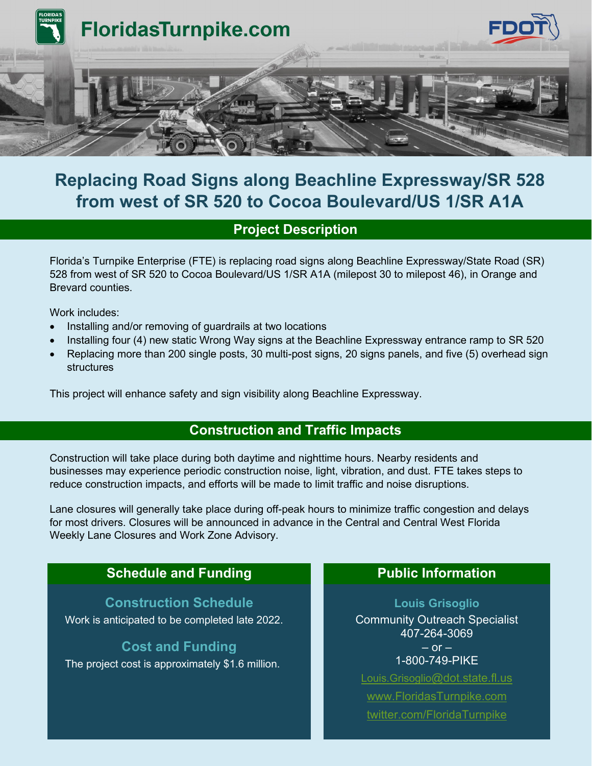FloridasTurnpike.com

# Replacing Road Signs along Beachline Expressway/SR 528 from west of SR 520 to Cocoa Boulevard/US 1/SR A1A

## Project Description

Florida's Turnpike Enterprise (FTE) is replacing road signs along Beachline Expressway/State Road (SR) 528 from west of SR 520 to Cocoa Boulevard/US 1/SR A1A (milepost 30 to milepost 46), in Orange and Brevard counties.

Work includes:

- Installing and/or removing of guardrails at two locations
- Installing four (4) new static Wrong Way signs at the Beachline Expressway entrance ramp to SR 520
- Replacing more than 200 single posts, 30 multi-post signs, 20 signs panels, and five (5) overhead sign structures

This project will enhance safety and sign visibility along Beachline Expressway.

## Construction and Traffic Impacts

Construction will take place during both daytime and nighttime hours. Nearby residents and businesses may experience periodic construction noise, light, vibration, and dust. FTE takes steps to reduce construction impacts, and efforts will be made to limit traffic and noise disruptions.

Lane closures will generally take place during off-peak hours to minimize traffic congestion and delays for most drivers. Closures will be announced in advance in the Central and Central West Florida Weekly Lane Closures and Work Zone Advisory.

## Schedule and Funding

### Construction Schedule

Work is anticipated to be completed late 2022.

### Cost and Funding

The project cost is approximately $1.6 million.

## Public Information

**Louis Grisoglio**
Community Outreach Specialist
407-264-3069
– or –
1-800-749-PIKE

Louis.Grisoglio@dot.state.fl.us

www.FloridasTurnpike.com

twitter.com/FloridaTurnpike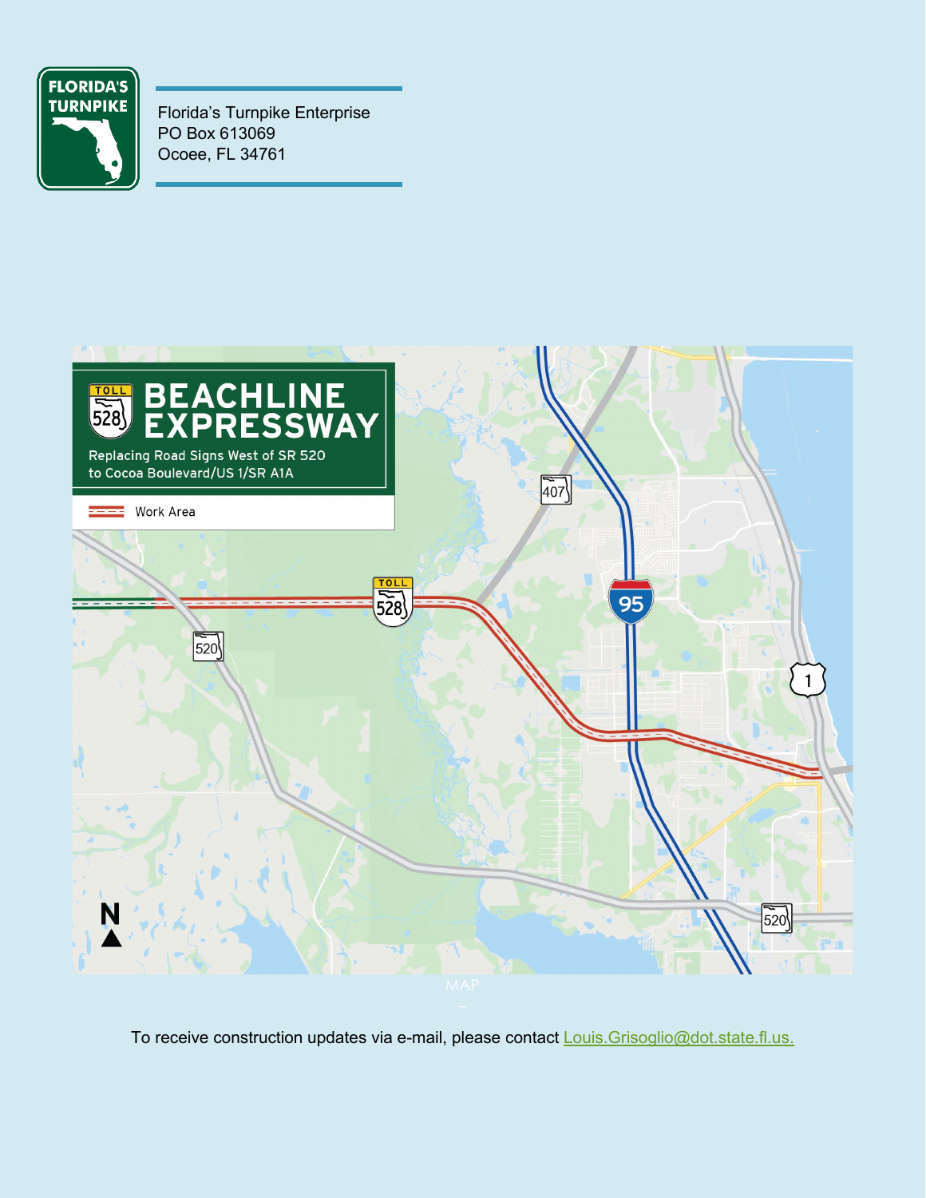FLORIDA'S TURNPIKE

Florida's Turnpike Enterprise
PO Box 613069
Ocoee, FL 34761

TOLL 528

BEACHLINE EXPRESSWAY

Replacing Road Signs West of SR 520 to Cocoa Boulevard/US 1/SR A1A

Work Area

407

528

95

520

1

520

N

MAP

To receive construction updates via e-mail, please contact Louis.Grisoglio@dot.state.fl.us.